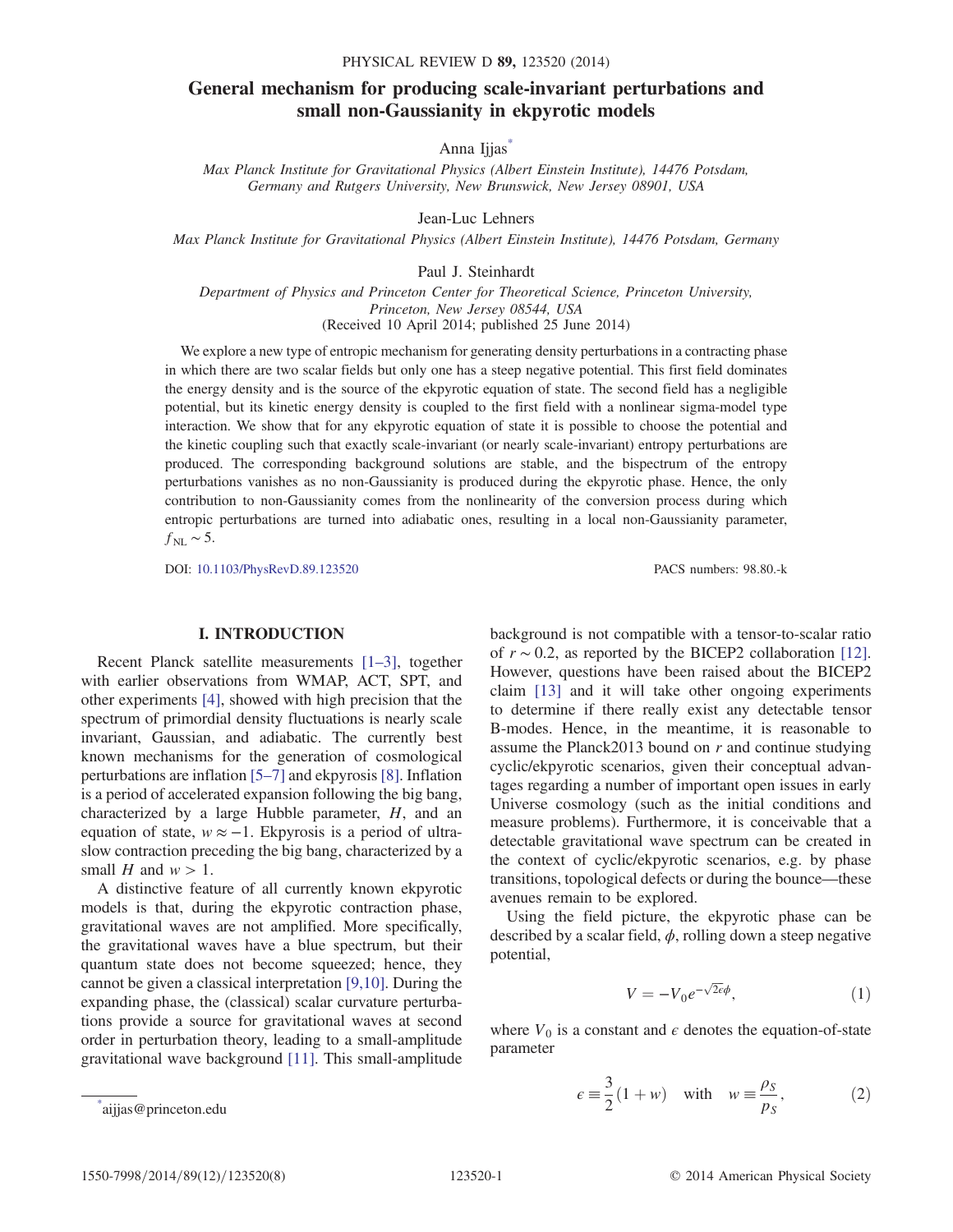# General mechanism for producing scale-invariant perturbations and small non-Gaussianity in ekpyrotic models

Anna Ijjas*

*Max Planck Institute for Gravitational Physics (Albert Einstein Institute), 14476 Potsdam, Germany and Rutgers University, New Brunswick, New Jersey 08901, USA*

Jean-Luc Lehners

*Max Planck Institute for Gravitational Physics (Albert Einstein Institute), 14476 Potsdam, Germany*

Paul J. Steinhardt

*Department of Physics and Princeton Center for Theoretical Science, Princeton University, Princeton, New Jersey 08544, USA*

(Received 10 April 2014; published 25 June 2014)

We explore a new type of entropic mechanism for generating density perturbations in a contracting phase in which there are two scalar fields but only one has a steep negative potential. This first field dominates the energy density and is the source of the ekpyrotic equation of state. The second field has a negligible potential, but its kinetic energy density is coupled to the first field with a nonlinear sigma-model type interaction. We show that for any ekpyrotic equation of state it is possible to choose the potential and the kinetic coupling such that exactly scale-invariant (or nearly scale-invariant) entropy perturbations are produced. The corresponding background solutions are stable, and the bispectrum of the entropy perturbations vanishes as no non-Gaussianity is produced during the ekpyrotic phase. Hence, the only contribution to non-Gaussianity comes from the nonlinearity of the conversion process during which entropic perturbations are turned into adiabatic ones, resulting in a local non-Gaussianity parameter, $f_{\rm NL} \sim 5$.

DOI: 10.1103/PhysRevD.89.123520

PACS numbers: 98.80.-k

## I. INTRODUCTION

Recent Planck satellite measurements [1–3], together with earlier observations from WMAP, ACT, SPT, and other experiments [4], showed with high precision that the spectrum of primordial density fluctuations is nearly scale invariant, Gaussian, and adiabatic. The currently best known mechanisms for the generation of cosmological perturbations are inflation [5–7] and ekpyrosis [8]. Inflation is a period of accelerated expansion following the big bang, characterized by a large Hubble parameter, $H$, and an equation of state, $w \approx -1$. Ekpyrosis is a period of ultra-slow contraction preceding the big bang, characterized by a small $H$ and $w > 1$.

A distinctive feature of all currently known ekpyrotic models is that, during the ekpyrotic contraction phase, gravitational waves are not amplified. More specifically, the gravitational waves have a blue spectrum, but their quantum state does not become squeezed; hence, they cannot be given a classical interpretation [9,10]. During the expanding phase, the (classical) scalar curvature perturbations provide a source for gravitational waves at second order in perturbation theory, leading to a small-amplitude gravitational wave background [11]. This small-amplitude background is not compatible with a tensor-to-scalar ratio of $r \sim 0.2$, as reported by the BICEP2 collaboration [12]. However, questions have been raised about the BICEP2 claim [13] and it will take other ongoing experiments to determine if there really exist any detectable tensor B-modes. Hence, in the meantime, it is reasonable to assume the Planck2013 bound on $r$ and continue studying cyclic/ekpyrotic scenarios, given their conceptual advantages regarding a number of important open issues in early Universe cosmology (such as the initial conditions and measure problems). Furthermore, it is conceivable that a detectable gravitational wave spectrum can be created in the context of cyclic/ekpyrotic scenarios, e.g. by phase transitions, topological defects or during the bounce—these avenues remain to be explored.

Using the field picture, the ekpyrotic phase can be described by a scalar field, $\phi$, rolling down a steep negative potential,

$$V = -V_0 e^{-\sqrt{2\epsilon}\phi}, \tag{1}$$

where $V_0$ is a constant and $\epsilon$ denotes the equation-of-state parameter

$$\epsilon \equiv \frac{3}{2}(1+w) \quad \text{with} \quad w \equiv \frac{\rho_S}{p_S}, \tag{2}$$

*aijjas@princeton.edu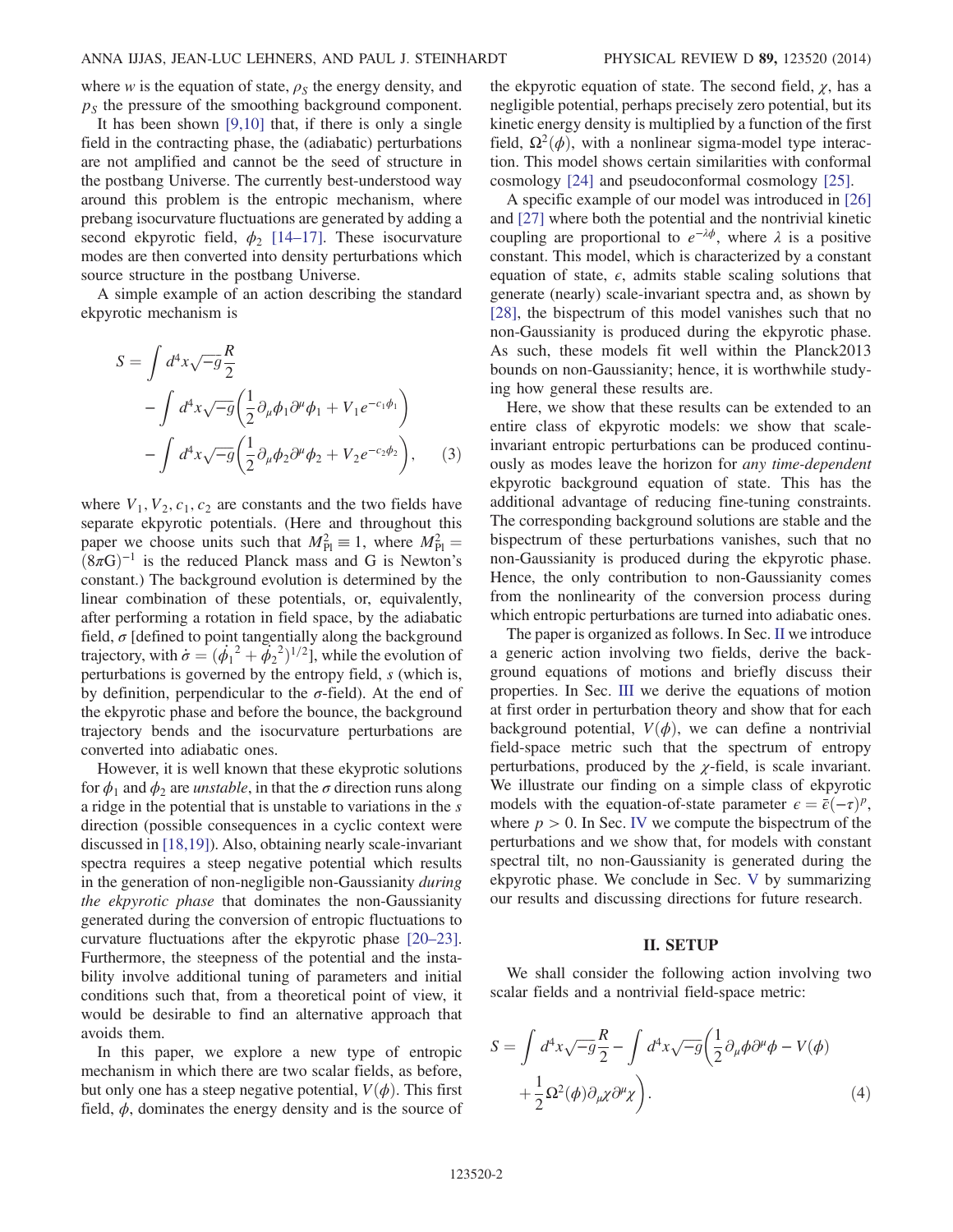where $w$ is the equation of state, $\rho_S$ the energy density, and $p_S$ the pressure of the smoothing background component.

It has been shown [9,10] that, if there is only a single field in the contracting phase, the (adiabatic) perturbations are not amplified and cannot be the seed of structure in the postbang Universe. The currently best-understood way around this problem is the entropic mechanism, where prebang isocurvature fluctuations are generated by adding a second ekpyrotic field, $\phi_2$ [14–17]. These isocurvature modes are then converted into density perturbations which source structure in the postbang Universe.

A simple example of an action describing the standard ekpyrotic mechanism is

$$
\begin{aligned}
S = &\int d^4x\sqrt{-g}\frac{R}{2} \\
&- \int d^4x\sqrt{-g}\left(\frac{1}{2}\partial_\mu\phi_1\partial^\mu\phi_1 + V_1 e^{-c_1\phi_1}\right) \\
&- \int d^4x\sqrt{-g}\left(\frac{1}{2}\partial_\mu\phi_2\partial^\mu\phi_2 + V_2 e^{-c_2\phi_2}\right), \qquad (3)
\end{aligned}
$$

where $V_1, V_2, c_1, c_2$ are constants and the two fields have separate ekpyrotic potentials. (Here and throughout this paper we choose units such that $M_{\rm Pl}^2 \equiv 1$, where $M_{\rm Pl}^2 = (8\pi G)^{-1}$ is the reduced Planck mass and G is Newton's constant.) The background evolution is determined by the linear combination of these potentials, or, equivalently, after performing a rotation in field space, by the adiabatic field, $\sigma$ [defined to point tangentially along the background trajectory, with $\dot{\sigma} = (\dot{\phi_1}^2 + \dot{\phi_2}^2)^{1/2}$], while the evolution of perturbations is governed by the entropy field, $s$ (which is, by definition, perpendicular to the $\sigma$-field). At the end of the ekpyrotic phase and before the bounce, the background trajectory bends and the isocurvature perturbations are converted into adiabatic ones.

However, it is well known that these ekyprotic solutions for $\phi_1$ and $\phi_2$ are *unstable*, in that the $\sigma$ direction runs along a ridge in the potential that is unstable to variations in the $s$ direction (possible consequences in a cyclic context were discussed in [18,19]). Also, obtaining nearly scale-invariant spectra requires a steep negative potential which results in the generation of non-negligible non-Gaussianity *during the ekpyrotic phase* that dominates the non-Gaussianity generated during the conversion of entropic fluctuations to curvature fluctuations after the ekpyrotic phase [20–23]. Furthermore, the steepness of the potential and the instability involve additional tuning of parameters and initial conditions such that, from a theoretical point of view, it would be desirable to find an alternative approach that avoids them.

In this paper, we explore a new type of entropic mechanism in which there are two scalar fields, as before, but only one has a steep negative potential, $V(\phi)$. This first field, $\phi$, dominates the energy density and is the source of the ekpyrotic equation of state. The second field, $\chi$, has a negligible potential, perhaps precisely zero potential, but its kinetic energy density is multiplied by a function of the first field, $\Omega^2(\phi)$, with a nonlinear sigma-model type interaction. This model shows certain similarities with conformal cosmology [24] and pseudoconformal cosmology [25].

A specific example of our model was introduced in [26] and [27] where both the potential and the nontrivial kinetic coupling are proportional to $e^{-\lambda\phi}$, where $\lambda$ is a positive constant. This model, which is characterized by a constant equation of state, $\epsilon$, admits stable scaling solutions that generate (nearly) scale-invariant spectra and, as shown by [28], the bispectrum of this model vanishes such that no non-Gaussianity is produced during the ekpyrotic phase. As such, these models fit well within the Planck2013 bounds on non-Gaussianity; hence, it is worthwhile studying how general these results are.

Here, we show that these results can be extended to an entire class of ekpyrotic models: we show that scale-invariant entropic perturbations can be produced continuously as modes leave the horizon for *any time-dependent* ekpyrotic background equation of state. This has the additional advantage of reducing fine-tuning constraints. The corresponding background solutions are stable and the bispectrum of these perturbations vanishes, such that no non-Gaussianity is produced during the ekpyrotic phase. Hence, the only contribution to non-Gaussianity comes from the nonlinearity of the conversion process during which entropic perturbations are turned into adiabatic ones.

The paper is organized as follows. In Sec. II we introduce a generic action involving two fields, derive the background equations of motions and briefly discuss their properties. In Sec. III we derive the equations of motion at first order in perturbation theory and show that for each background potential, $V(\phi)$, we can define a nontrivial field-space metric such that the spectrum of entropy perturbations, produced by the $\chi$-field, is scale invariant. We illustrate our finding on a simple class of ekpyrotic models with the equation-of-state parameter $\epsilon = \bar{\epsilon}(-\tau)^p$, where $p > 0$. In Sec. IV we compute the bispectrum of the perturbations and we show that, for models with constant spectral tilt, no non-Gaussianity is generated during the ekpyrotic phase. We conclude in Sec. V by summarizing our results and discussing directions for future research.

## II. SETUP

We shall consider the following action involving two scalar fields and a nontrivial field-space metric:

$$
\begin{aligned}
S = &\int d^4x\sqrt{-g}\frac{R}{2} - \int d^4x\sqrt{-g}\left(\frac{1}{2}\partial_\mu\phi\partial^\mu\phi - V(\phi)\right. \\
&\left. + \frac{1}{2}\Omega^2(\phi)\partial_\mu\chi\partial^\mu\chi\right). \qquad (4)
\end{aligned}
$$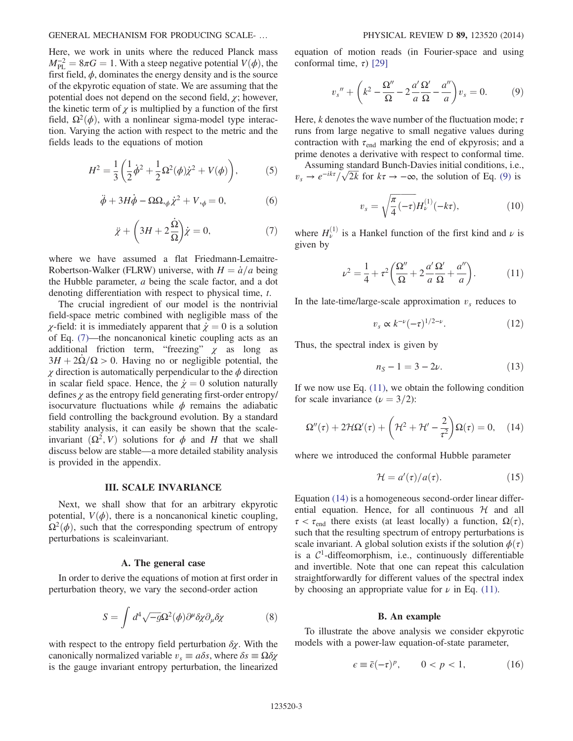Here, we work in units where the reduced Planck mass $M_{\rm PL}^{-2} = 8\pi G = 1$. With a steep negative potential $V(\phi)$, the first field, $\phi$, dominates the energy density and is the source of the ekpyrotic equation of state. We are assuming that the potential does not depend on the second field, $\chi$; however, the kinetic term of $\chi$ is multiplied by a function of the first field, $\Omega^2(\phi)$, with a nonlinear sigma-model type interaction. Varying the action with respect to the metric and the fields leads to the equations of motion

$$H^2 = \frac{1}{3}\left(\frac{1}{2}\dot{\phi}^2 + \frac{1}{2}\Omega^2(\phi)\dot{\chi}^2 + V(\phi)\right), \tag{5}$$

$$\ddot{\phi} + 3H\dot{\phi} - \Omega\Omega_{,\phi}\dot{\chi}^2 + V_{,\phi} = 0, \tag{6}$$

$$\ddot{\chi} + \left(3H + 2\frac{\dot{\Omega}}{\Omega}\right)\dot{\chi} = 0, \tag{7}$$

where we have assumed a flat Friedmann-Lemaitre-Robertson-Walker (FLRW) universe, with $H = \dot{a}/a$ being the Hubble parameter, $a$ being the scale factor, and a dot denoting differentiation with respect to physical time, $t$.

The crucial ingredient of our model is the nontrivial field-space metric combined with negligible mass of the $\chi$-field: it is immediately apparent that $\dot{\chi} = 0$ is a solution of Eq. (7)—the noncanonical kinetic coupling acts as an additional friction term, "freezing" $\chi$ as long as $3H + 2\dot{\Omega}/\Omega > 0$. Having no or negligible potential, the $\chi$ direction is automatically perpendicular to the $\phi$ direction in scalar field space. Hence, the $\dot{\chi} = 0$ solution naturally defines $\chi$ as the entropy field generating first-order entropy/isocurvature fluctuations while $\phi$ remains the adiabatic field controlling the background evolution. By a standard stability analysis, it can easily be shown that the scale-invariant $(\Omega^2, V)$ solutions for $\phi$ and $H$ that we shall discuss below are stable—a more detailed stability analysis is provided in the appendix.

## III. SCALE INVARIANCE

Next, we shall show that for an arbitrary ekpyrotic potential, $V(\phi)$, there is a noncanonical kinetic coupling, $\Omega^2(\phi)$, such that the corresponding spectrum of entropy perturbations is scaleinvariant.

### A. The general case

In order to derive the equations of motion at first order in perturbation theory, we vary the second-order action

$$S = \int d^4\sqrt{-g}\Omega^2(\phi)\partial^\mu\delta\chi\partial_\mu\delta\chi \tag{8}$$

with respect to the entropy field perturbation $\delta\chi$. With the canonically normalized variable $v_s \equiv a\delta s$, where $\delta s \equiv \Omega\delta\chi$ is the gauge invariant entropy perturbation, the linearized equation of motion reads (in Fourier-space and using conformal time, $\tau$) [29]

$$v_s{}'' + \left(k^2 - \frac{\Omega''}{\Omega} - 2\frac{a'}{a}\frac{\Omega'}{\Omega} - \frac{a''}{a}\right)v_s = 0. \tag{9}$$

Here, $k$ denotes the wave number of the fluctuation mode; $\tau$ runs from large negative to small negative values during contraction with $\tau_{\rm end}$ marking the end of ekpyrosis; and a prime denotes a derivative with respect to conformal time.

Assuming standard Bunch-Davies initial conditions, i.e., $v_s \to e^{-ik\tau}/\sqrt{2k}$ for $k\tau \to -\infty$, the solution of Eq. (9) is

$$v_s = \sqrt{\frac{\pi}{4}(-\tau)}H_\nu^{(1)}(-k\tau), \tag{10}$$

where $H_\nu^{(1)}$ is a Hankel function of the first kind and $\nu$ is given by

$$\nu^2 = \frac{1}{4} + \tau^2\left(\frac{\Omega''}{\Omega} + 2\frac{a'}{a}\frac{\Omega'}{\Omega} + \frac{a''}{a}\right). \tag{11}$$

In the late-time/large-scale approximation $v_s$ reduces to

$$v_s \propto k^{-\nu}(-\tau)^{1/2-\nu}. \tag{12}$$

Thus, the spectral index is given by

$$n_S - 1 = 3 - 2\nu. \tag{13}$$

If we now use Eq. (11), we obtain the following condition for scale invariance ($\nu = 3/2$):

$$\Omega''(\tau) + 2\mathcal{H}\Omega'(\tau) + \left(\mathcal{H}^2 + \mathcal{H}' - \frac{2}{\tau^2}\right)\Omega(\tau) = 0, \tag{14}$$

where we introduced the conformal Hubble parameter

$$\mathcal{H} = a'(\tau)/a(\tau). \tag{15}$$

Equation (14) is a homogeneous second-order linear differential equation. Hence, for all continuous $\mathcal{H}$ and all $\tau < \tau_{\rm end}$ there exists (at least locally) a function, $\Omega(\tau)$, such that the resulting spectrum of entropy perturbations is scale invariant. A global solution exists if the solution $\phi(\tau)$ is a $\mathcal{C}^1$-diffeomorphism, i.e., continuously differentiable and invertible. Note that one can repeat this calculation straightforwardly for different values of the spectral index by choosing an appropriate value for $\nu$ in Eq. (11).

### B. An example

To illustrate the above analysis we consider ekpyrotic models with a power-law equation-of-state parameter,

$$\epsilon \equiv \bar{\epsilon}(-\tau)^p, \qquad 0 < p < 1, \tag{16}$$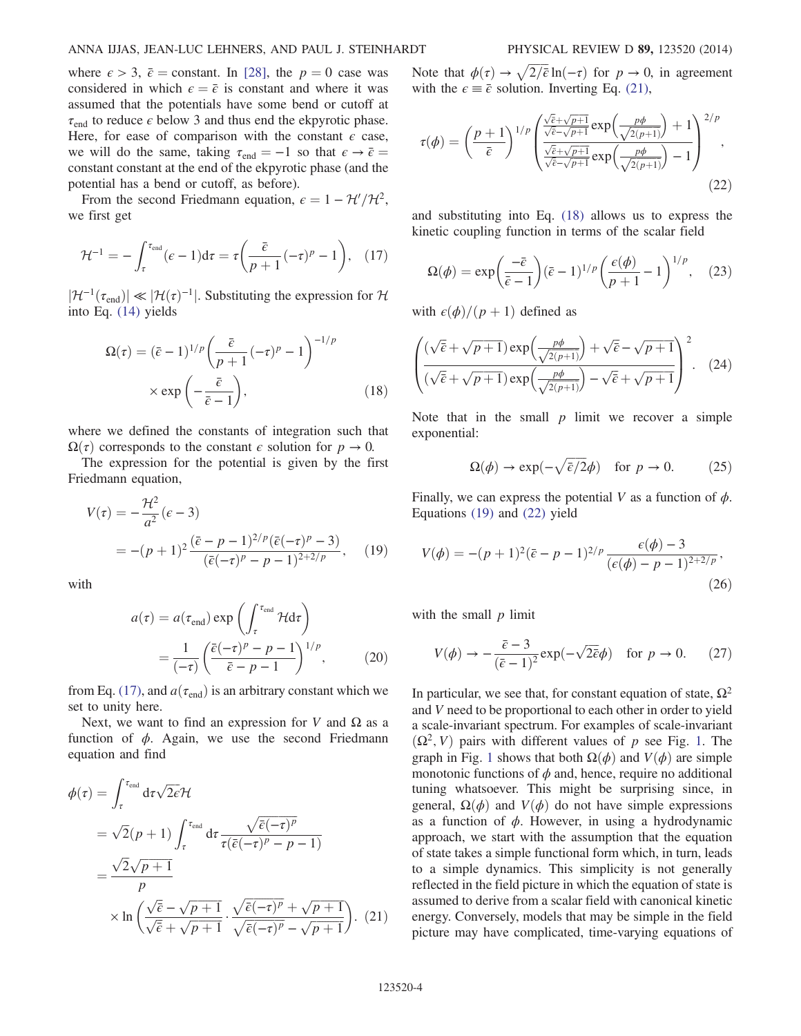where $\epsilon > 3$, $\bar{\epsilon} = \text{constant}$. In [28], the $p = 0$ case was considered in which $\epsilon = \bar{\epsilon}$ is constant and where it was assumed that the potentials have some bend or cutoff at $\tau_{\text{end}}$ to reduce $\epsilon$ below 3 and thus end the ekpyrotic phase. Here, for ease of comparison with the constant $\epsilon$ case, we will do the same, taking $\tau_{\text{end}} = -1$ so that $\epsilon \to \bar{\epsilon} =$ constant constant at the end of the ekpyrotic phase (and the potential has a bend or cutoff, as before).

From the second Friedmann equation, $\epsilon = 1 - \mathcal{H}'/\mathcal{H}^2$, we first get

$$\mathcal{H}^{-1} = -\int_{\tau}^{\tau_{\text{end}}} (\epsilon - 1)\mathrm{d}\tau = \tau\left(\frac{\bar{\epsilon}}{p+1}(-\tau)^p - 1\right), \quad (17)$$

$|\mathcal{H}^{-1}(\tau_{\text{end}})| \ll |\mathcal{H}(\tau)^{-1}|$. Substituting the expression for $\mathcal{H}$ into Eq. (14) yields

$$\Omega(\tau) = (\bar{\epsilon} - 1)^{1/p}\left(\frac{\bar{\epsilon}}{p+1}(-\tau)^p - 1\right)^{-1/p} \times \exp\left(-\frac{\bar{\epsilon}}{\bar{\epsilon} - 1}\right), \quad (18)$$

where we defined the constants of integration such that $\Omega(\tau)$ corresponds to the constant $\epsilon$ solution for $p \to 0$.

The expression for the potential is given by the first Friedmann equation,

$$V(\tau) = -\frac{\mathcal{H}^2}{a^2}(\epsilon - 3) = -(p+1)^2 \frac{(\bar{\epsilon} - p - 1)^{2/p}(\bar{\epsilon}(-\tau)^p - 3)}{(\bar{\epsilon}(-\tau)^p - p - 1)^{2+2/p}}, \quad (19)$$

with

$$a(\tau) = a(\tau_{\text{end}})\exp\left(\int_{\tau}^{\tau_{\text{end}}} \mathcal{H}\mathrm{d}\tau\right) = \frac{1}{(-\tau)}\left(\frac{\bar{\epsilon}(-\tau)^p - p - 1}{\bar{\epsilon} - p - 1}\right)^{1/p}, \quad (20)$$

from Eq. (17), and $a(\tau_{\text{end}})$ is an arbitrary constant which we set to unity here.

Next, we want to find an expression for $V$ and $\Omega$ as a function of $\phi$. Again, we use the second Friedmann equation and find

$$\begin{aligned}\phi(\tau) &= \int_{\tau}^{\tau_{\text{end}}} \mathrm{d}\tau\sqrt{2\epsilon}\mathcal{H} \\ &= \sqrt{2}(p+1)\int_{\tau}^{\tau_{\text{end}}} \mathrm{d}\tau \frac{\sqrt{\bar{\epsilon}(-\tau)^p}}{\tau(\bar{\epsilon}(-\tau)^p - p - 1)} \\ &= \frac{\sqrt{2}\sqrt{p+1}}{p} \\ &\quad \times \ln\left(\frac{\sqrt{\bar{\epsilon}} - \sqrt{p+1}}{\sqrt{\bar{\epsilon}} + \sqrt{p+1}} \cdot \frac{\sqrt{\bar{\epsilon}(-\tau)^p} + \sqrt{p+1}}{\sqrt{\bar{\epsilon}(-\tau)^p} - \sqrt{p+1}}\right). \quad (21)\end{aligned}$$

Note that $\phi(\tau) \to \sqrt{2/\bar{\epsilon}}\ln(-\tau)$ for $p \to 0$, in agreement with the $\epsilon \equiv \bar{\epsilon}$ solution. Inverting Eq. (21),

$$\tau(\phi) = \left(\frac{p+1}{\bar{\epsilon}}\right)^{1/p}\left(\frac{\frac{\sqrt{\bar{\epsilon}}+\sqrt{p+1}}{\sqrt{\bar{\epsilon}}-\sqrt{p+1}}\exp\left(\frac{p\phi}{\sqrt{2(p+1)}}\right) + 1}{\frac{\sqrt{\bar{\epsilon}}+\sqrt{p+1}}{\sqrt{\bar{\epsilon}}-\sqrt{p+1}}\exp\left(\frac{p\phi}{\sqrt{2(p+1)}}\right) - 1}\right)^{2/p}, \quad (22)$$

and substituting into Eq. (18) allows us to express the kinetic coupling function in terms of the scalar field

$$\Omega(\phi) = \exp\left(\frac{-\bar{\epsilon}}{\bar{\epsilon} - 1}\right)(\bar{\epsilon} - 1)^{1/p}\left(\frac{\epsilon(\phi)}{p+1} - 1\right)^{1/p}, \quad (23)$$

with $\epsilon(\phi)/(p+1)$ defined as

$$\left(\frac{(\sqrt{\bar{\epsilon}} + \sqrt{p+1})\exp\left(\frac{p\phi}{\sqrt{2(p+1)}}\right) + \sqrt{\bar{\epsilon}} - \sqrt{p+1}}{(\sqrt{\bar{\epsilon}} + \sqrt{p+1})\exp\left(\frac{p\phi}{\sqrt{2(p+1)}}\right) - \sqrt{\bar{\epsilon}} + \sqrt{p+1}}\right)^2. \quad (24)$$

Note that in the small $p$ limit we recover a simple exponential:

$$\Omega(\phi) \to \exp(-\sqrt{\bar{\epsilon}/2}\phi) \quad \text{for } p \to 0. \quad (25)$$

Finally, we can express the potential $V$ as a function of $\phi$. Equations (19) and (22) yield

$$V(\phi) = -(p+1)^2(\bar{\epsilon} - p - 1)^{2/p}\frac{\epsilon(\phi) - 3}{(\epsilon(\phi) - p - 1)^{2+2/p}}, \quad (26)$$

with the small $p$ limit

$$V(\phi) \to -\frac{\bar{\epsilon} - 3}{(\bar{\epsilon} - 1)^2}\exp(-\sqrt{2\bar{\epsilon}}\phi) \quad \text{for } p \to 0. \quad (27)$$

In particular, we see that, for constant equation of state, $\Omega^2$ and $V$ need to be proportional to each other in order to yield a scale-invariant spectrum. For examples of scale-invariant $(\Omega^2, V)$ pairs with different values of $p$ see Fig. 1. The graph in Fig. 1 shows that both $\Omega(\phi)$ and $V(\phi)$ are simple monotonic functions of $\phi$ and, hence, require no additional tuning whatsoever. This might be surprising since, in general, $\Omega(\phi)$ and $V(\phi)$ do not have simple expressions as a function of $\phi$. However, in using a hydrodynamic approach, we start with the assumption that the equation of state takes a simple functional form which, in turn, leads to a simple dynamics. This simplicity is not generally reflected in the field picture in which the equation of state is assumed to derive from a scalar field with canonical kinetic energy. Conversely, models that may be simple in the field picture may have complicated, time-varying equations of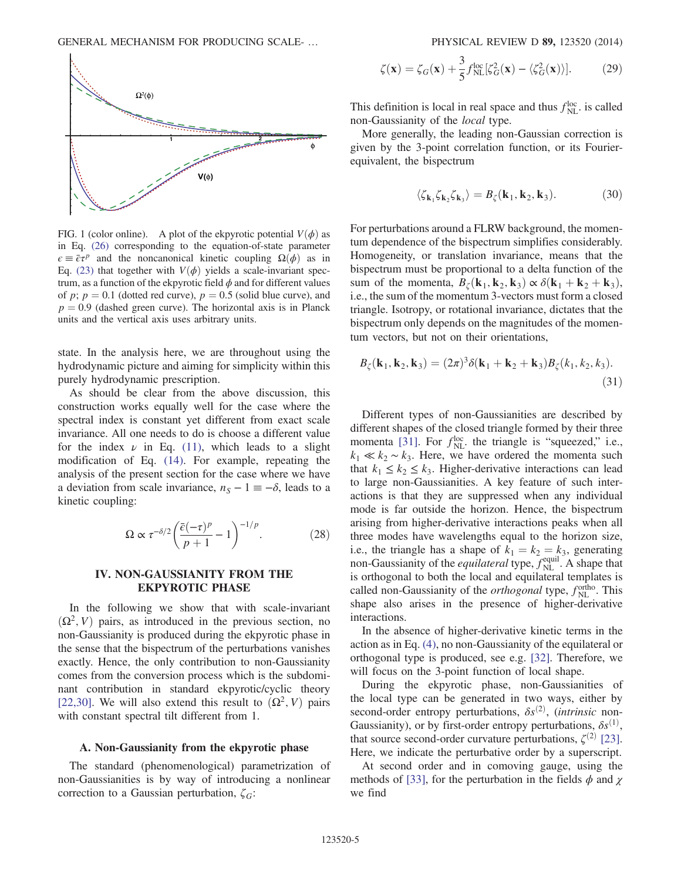FIG. 1 (color online). A plot of the ekpyrotic potential $V(\phi)$ as in Eq. (26) corresponding to the equation-of-state parameter $\epsilon \equiv \bar{\epsilon}\tau^p$ and the noncanonical kinetic coupling $\Omega(\phi)$ as in Eq. (23) that together with $V(\phi)$ yields a scale-invariant spectrum, as a function of the ekpyrotic field $\phi$ and for different values of $p$; $p = 0.1$ (dotted red curve), $p = 0.5$ (solid blue curve), and $p = 0.9$ (dashed green curve). The horizontal axis is in Planck units and the vertical axis uses arbitrary units.

state. In the analysis here, we are throughout using the hydrodynamic picture and aiming for simplicity within this purely hydrodynamic prescription.

As should be clear from the above discussion, this construction works equally well for the case where the spectral index is constant yet different from exact scale invariance. All one needs to do is choose a different value for the index $\nu$ in Eq. (11), which leads to a slight modification of Eq. (14). For example, repeating the analysis of the present section for the case where we have a deviation from scale invariance, $n_S - 1 \equiv -\delta$, leads to a kinetic coupling:

$$\Omega \propto \tau^{-\delta/2}\left(\frac{\bar{\epsilon}(-\tau)^p}{p+1} - 1\right)^{-1/p}. \tag{28}$$

## IV. NON-GAUSSIANITY FROM THE EKPYROTIC PHASE

In the following we show that with scale-invariant $(\Omega^2, V)$ pairs, as introduced in the previous section, no non-Gaussianity is produced during the ekpyrotic phase in the sense that the bispectrum of the perturbations vanishes exactly. Hence, the only contribution to non-Gaussianity comes from the conversion process which is the subdominant contribution in standard ekpyrotic/cyclic theory [22,30]. We will also extend this result to $(\Omega^2, V)$ pairs with constant spectral tilt different from 1.

### A. Non-Gaussianity from the ekpyrotic phase

The standard (phenomenological) parametrization of non-Gaussianities is by way of introducing a nonlinear correction to a Gaussian perturbation, $\zeta_G$:

$$\zeta(\mathbf{x}) = \zeta_G(\mathbf{x}) + \frac{3}{5}f_{\rm NL}^{\rm loc}[\zeta_G^2(\mathbf{x}) - \langle\zeta_G^2(\mathbf{x})\rangle]. \tag{29}$$

This definition is local in real space and thus $f_{\rm NL}^{\rm loc}$ is called non-Gaussianity of the *local* type.

More generally, the leading non-Gaussian correction is given by the 3-point correlation function, or its Fourier-equivalent, the bispectrum

$$\langle\zeta_{\mathbf{k}_1}\zeta_{\mathbf{k}_2}\zeta_{\mathbf{k}_3}\rangle = B_\zeta(\mathbf{k}_1, \mathbf{k}_2, \mathbf{k}_3). \tag{30}$$

For perturbations around a FLRW background, the momentum dependence of the bispectrum simplifies considerably. Homogeneity, or translation invariance, means that the bispectrum must be proportional to a delta function of the sum of the momenta, $B_\zeta(\mathbf{k}_1, \mathbf{k}_2, \mathbf{k}_3) \propto \delta(\mathbf{k}_1 + \mathbf{k}_2 + \mathbf{k}_3)$, i.e., the sum of the momentum 3-vectors must form a closed triangle. Isotropy, or rotational invariance, dictates that the bispectrum only depends on the magnitudes of the momentum vectors, but not on their orientations,

$$B_\zeta(\mathbf{k}_1, \mathbf{k}_2, \mathbf{k}_3) = (2\pi)^3\delta(\mathbf{k}_1 + \mathbf{k}_2 + \mathbf{k}_3)B_\zeta(k_1, k_2, k_3). \tag{31}$$

Different types of non-Gaussianities are described by different shapes of the closed triangle formed by their three momenta [31]. For $f_{\rm NL}^{\rm loc}$ the triangle is "squeezed," i.e., $k_1 \ll k_2 \sim k_3$. Here, we have ordered the momenta such that $k_1 \le k_2 \le k_3$. Higher-derivative interactions can lead to large non-Gaussianities. A key feature of such interactions is that they are suppressed when any individual mode is far outside the horizon. Hence, the bispectrum arising from higher-derivative interactions peaks when all three modes have wavelengths equal to the horizon size, i.e., the triangle has a shape of $k_1 = k_2 = k_3$, generating non-Gaussianity of the *equilateral* type, $f_{\rm NL}^{\rm equil}$. A shape that is orthogonal to both the local and equilateral templates is called non-Gaussianity of the *orthogonal* type, $f_{\rm NL}^{\rm ortho}$. This shape also arises in the presence of higher-derivative interactions.

In the absence of higher-derivative kinetic terms in the action as in Eq. (4), no non-Gaussianity of the equilateral or orthogonal type is produced, see e.g. [32]. Therefore, we will focus on the 3-point function of local shape.

During the ekpyrotic phase, non-Gaussianities of the local type can be generated in two ways, either by second-order entropy perturbations, $\delta s^{(2)}$, (*intrinsic* non-Gaussianity), or by first-order entropy perturbations, $\delta s^{(1)}$, that source second-order curvature perturbations, $\zeta^{(2)}$ [23]. Here, we indicate the perturbative order by a superscript.

At second order and in comoving gauge, using the methods of [33], for the perturbation in the fields $\phi$ and $\chi$ we find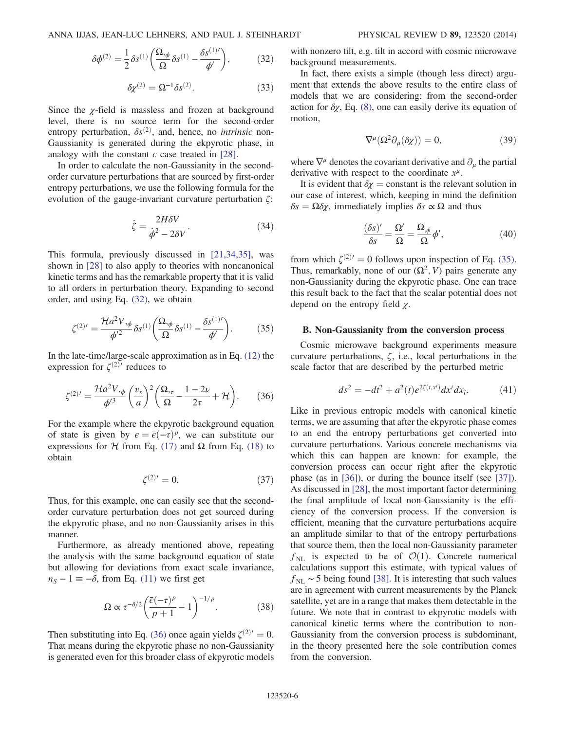$$\delta\phi^{(2)} = \frac{1}{2}\delta s^{(1)}\left(\frac{\Omega_{,\phi}}{\Omega}\delta s^{(1)} - \frac{\delta s^{(1)\prime}}{\phi'}\right), \tag{32}$$

$$\delta\chi^{(2)} = \Omega^{-1}\delta s^{(2)}. \tag{33}$$

Since the $\chi$-field is massless and frozen at background level, there is no source term for the second-order entropy perturbation, $\delta s^{(2)}$, and, hence, no *intrinsic* non-Gaussianity is generated during the ekpyrotic phase, in analogy with the constant $\epsilon$ case treated in [28].

In order to calculate the non-Gaussianity in the second-order curvature perturbations that are sourced by first-order entropy perturbations, we use the following formula for the evolution of the gauge-invariant curvature perturbation $\zeta$:

$$\dot{\zeta} = \frac{2H\delta V}{\dot{\phi}^2 - 2\delta V}. \tag{34}$$

This formula, previously discussed in [21,34,35], was shown in [28] to also apply to theories with noncanonical kinetic terms and has the remarkable property that it is valid to all orders in perturbation theory. Expanding to second order, and using Eq. (32), we obtain

$$\zeta^{(2)\prime} = \frac{\mathcal{H}a^2 V_{,\phi}}{\phi'^2}\delta s^{(1)}\left(\frac{\Omega_{,\phi}}{\Omega}\delta s^{(1)} - \frac{\delta s^{(1)\prime}}{\phi'}\right). \tag{35}$$

In the late-time/large-scale approximation as in Eq. (12) the expression for $\zeta^{(2)\prime}$ reduces to

$$\zeta^{(2)\prime} = \frac{\mathcal{H}a^2 V_{,\phi}}{\phi'^3}\left(\frac{v_s}{a}\right)^2\left(\frac{\Omega_{,\tau}}{\Omega} - \frac{1-2\nu}{2\tau} + \mathcal{H}\right). \tag{36}$$

For the example where the ekpyrotic background equation of state is given by $\epsilon = \bar{\epsilon}(-\tau)^p$, we can substitute our expressions for $\mathcal{H}$ from Eq. (17) and $\Omega$ from Eq. (18) to obtain

$$\zeta^{(2)\prime} = 0. \tag{37}$$

Thus, for this example, one can easily see that the second-order curvature perturbation does not get sourced during the ekpyrotic phase, and no non-Gaussianity arises in this manner.

Furthermore, as already mentioned above, repeating the analysis with the same background equation of state but allowing for deviations from exact scale invariance, $n_S - 1 \equiv -\delta$, from Eq. (11) we first get

$$\Omega \propto \tau^{-\delta/2}\left(\frac{\bar{\epsilon}(-\tau)^p}{p+1} - 1\right)^{-1/p}. \tag{38}$$

Then substituting into Eq. (36) once again yields $\zeta^{(2)\prime} = 0$. That means during the ekpyrotic phase no non-Gaussianity is generated even for this broader class of ekpyrotic models with nonzero tilt, e.g. tilt in accord with cosmic microwave background measurements.

In fact, there exists a simple (though less direct) argument that extends the above results to the entire class of models that we are considering: from the second-order action for $\delta\chi$, Eq. (8), one can easily derive its equation of motion,

$$\nabla^\mu(\Omega^2\partial_\mu(\delta\chi)) = 0, \tag{39}$$

where $\nabla^\mu$ denotes the covariant derivative and $\partial_\mu$ the partial derivative with respect to the coordinate $x^\mu$.

It is evident that $\delta\chi = \text{constant}$ is the relevant solution in our case of interest, which, keeping in mind the definition $\delta s = \Omega\delta\chi$, immediately implies $\delta s \propto \Omega$ and thus

$$\frac{(\delta s)'}{\delta s} = \frac{\Omega'}{\Omega} = \frac{\Omega_{,\phi}}{\Omega}\phi', \tag{40}$$

from which $\zeta^{(2)\prime} = 0$ follows upon inspection of Eq. (35). Thus, remarkably, none of our $(\Omega^2, V)$ pairs generate any non-Gaussianity during the ekpyrotic phase. One can trace this result back to the fact that the scalar potential does not depend on the entropy field $\chi$.

### B. Non-Gaussianity from the conversion process

Cosmic microwave background experiments measure curvature perturbations, $\zeta$, i.e., local perturbations in the scale factor that are described by the perturbed metric

$$ds^2 = -dt^2 + a^2(t)e^{2\zeta(t,x^i)}dx^i dx_i. \tag{41}$$

Like in previous entropic models with canonical kinetic terms, we are assuming that after the ekpyrotic phase comes to an end the entropy perturbations get converted into curvature perturbations. Various concrete mechanisms via which this can happen are known: for example, the conversion process can occur right after the ekpyrotic phase (as in [36]), or during the bounce itself (see [37]). As discussed in [28], the most important factor determining the final amplitude of local non-Gaussianity is the efficiency of the conversion process. If the conversion is efficient, meaning that the curvature perturbations acquire an amplitude similar to that of the entropy perturbations that source them, then the local non-Gaussianity parameter $f_{\mathrm{NL}}$ is expected to be of $\mathcal{O}(1)$. Concrete numerical calculations support this estimate, with typical values of $f_{\mathrm{NL}} \sim 5$ being found [38]. It is interesting that such values are in agreement with current measurements by the Planck satellite, yet are in a range that makes them detectable in the future. We note that in contrast to ekpyrotic models with canonical kinetic terms where the contribution to non-Gaussianity from the conversion process is subdominant, in the theory presented here the sole contribution comes from the conversion.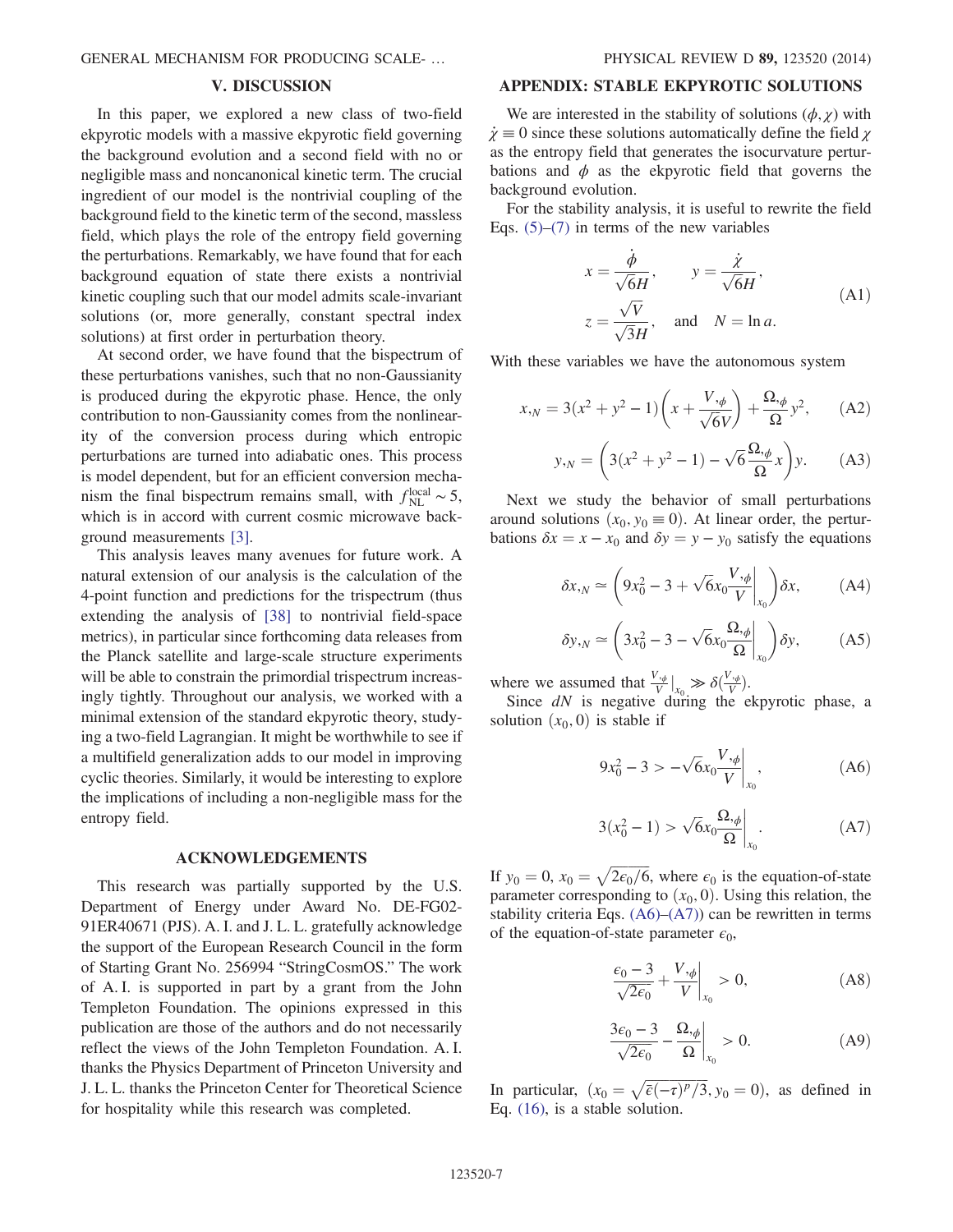## V. DISCUSSION

In this paper, we explored a new class of two-field ekpyrotic models with a massive ekpyrotic field governing the background evolution and a second field with no or negligible mass and noncanonical kinetic term. The crucial ingredient of our model is the nontrivial coupling of the background field to the kinetic term of the second, massless field, which plays the role of the entropy field governing the perturbations. Remarkably, we have found that for each background equation of state there exists a nontrivial kinetic coupling such that our model admits scale-invariant solutions (or, more generally, constant spectral index solutions) at first order in perturbation theory.

At second order, we have found that the bispectrum of these perturbations vanishes, such that no non-Gaussianity is produced during the ekpyrotic phase. Hence, the only contribution to non-Gaussianity comes from the nonlinearity of the conversion process during which entropic perturbations are turned into adiabatic ones. This process is model dependent, but for an efficient conversion mechanism the final bispectrum remains small, with $f_{\rm NL}^{\rm local} \sim 5$, which is in accord with current cosmic microwave background measurements [3].

This analysis leaves many avenues for future work. A natural extension of our analysis is the calculation of the 4-point function and predictions for the trispectrum (thus extending the analysis of [38] to nontrivial field-space metrics), in particular since forthcoming data releases from the Planck satellite and large-scale structure experiments will be able to constrain the primordial trispectrum increasingly tightly. Throughout our analysis, we worked with a minimal extension of the standard ekpyrotic theory, studying a two-field Lagrangian. It might be worthwhile to see if a multifield generalization adds to our model in improving cyclic theories. Similarly, it would be interesting to explore the implications of including a non-negligible mass for the entropy field.

## ACKNOWLEDGEMENTS

This research was partially supported by the U.S. Department of Energy under Award No. DE-FG02-91ER40671 (PJS). A. I. and J. L. L. gratefully acknowledge the support of the European Research Council in the form of Starting Grant No. 256994 "StringCosmOS." The work of A. I. is supported in part by a grant from the John Templeton Foundation. The opinions expressed in this publication are those of the authors and do not necessarily reflect the views of the John Templeton Foundation. A. I. thanks the Physics Department of Princeton University and J. L. L. thanks the Princeton Center for Theoretical Science for hospitality while this research was completed.

## APPENDIX: STABLE EKPYROTIC SOLUTIONS

We are interested in the stability of solutions $(\phi, \chi)$ with $\dot{\chi} \equiv 0$ since these solutions automatically define the field $\chi$ as the entropy field that generates the isocurvature perturbations and $\phi$ as the ekpyrotic field that governs the background evolution.

For the stability analysis, it is useful to rewrite the field Eqs. (5)–(7) in terms of the new variables

$$x = \frac{\dot{\phi}}{\sqrt{6}H}, \qquad y = \frac{\dot{\chi}}{\sqrt{6}H}, \qquad z = \frac{\sqrt{V}}{\sqrt{3}H}, \quad \text{and} \quad N = \ln a. \tag{A1}$$

With these variables we have the autonomous system

$$x_{,N} = 3(x^2 + y^2 - 1)\left(x + \frac{V_{,\phi}}{\sqrt{6}V}\right) + \frac{\Omega_{,\phi}}{\Omega} y^2, \tag{A2}$$

$$y_{,N} = \left(3(x^2 + y^2 - 1) - \sqrt{6}\frac{\Omega_{,\phi}}{\Omega} x\right) y. \tag{A3}$$

Next we study the behavior of small perturbations around solutions $(x_0, y_0 \equiv 0)$. At linear order, the perturbations $\delta x = x - x_0$ and $\delta y = y - y_0$ satisfy the equations

$$\delta x_{,N} \simeq \left(9x_0^2 - 3 + \sqrt{6}x_0 \frac{V_{,\phi}}{V}\bigg|_{x_0}\right)\delta x, \tag{A4}$$

$$\delta y_{,N} \simeq \left(3x_0^2 - 3 - \sqrt{6}x_0 \frac{\Omega_{,\phi}}{\Omega}\bigg|_{x_0}\right)\delta y, \tag{A5}$$

where we assumed that $\frac{V_{,\phi}}{V}\big|_{x_0} \gg \delta(\frac{V_{,\phi}}{V})$.

Since $dN$ is negative during the ekpyrotic phase, a solution $(x_0, 0)$ is stable if

$$9x_0^2 - 3 > -\sqrt{6}x_0 \frac{V_{,\phi}}{V}\bigg|_{x_0}, \tag{A6}$$

$$3(x_0^2 - 1) > \sqrt{6}x_0 \frac{\Omega_{,\phi}}{\Omega}\bigg|_{x_0}. \tag{A7}$$

If $y_0 = 0$, $x_0 = \sqrt{2\epsilon_0/6}$, where $\epsilon_0$ is the equation-of-state parameter corresponding to $(x_0, 0)$. Using this relation, the stability criteria Eqs. (A6)–(A7)) can be rewritten in terms of the equation-of-state parameter $\epsilon_0$,

$$\frac{\epsilon_0 - 3}{\sqrt{2\epsilon_0}} + \frac{V_{,\phi}}{V}\bigg|_{x_0} > 0, \tag{A8}$$

$$\frac{3\epsilon_0 - 3}{\sqrt{2\epsilon_0}} - \frac{\Omega_{,\phi}}{\Omega}\bigg|_{x_0} > 0. \tag{A9}$$

In particular, $(x_0 = \sqrt{\bar{\epsilon}(-\tau)^p/3}, y_0 = 0)$, as defined in Eq. (16), is a stable solution.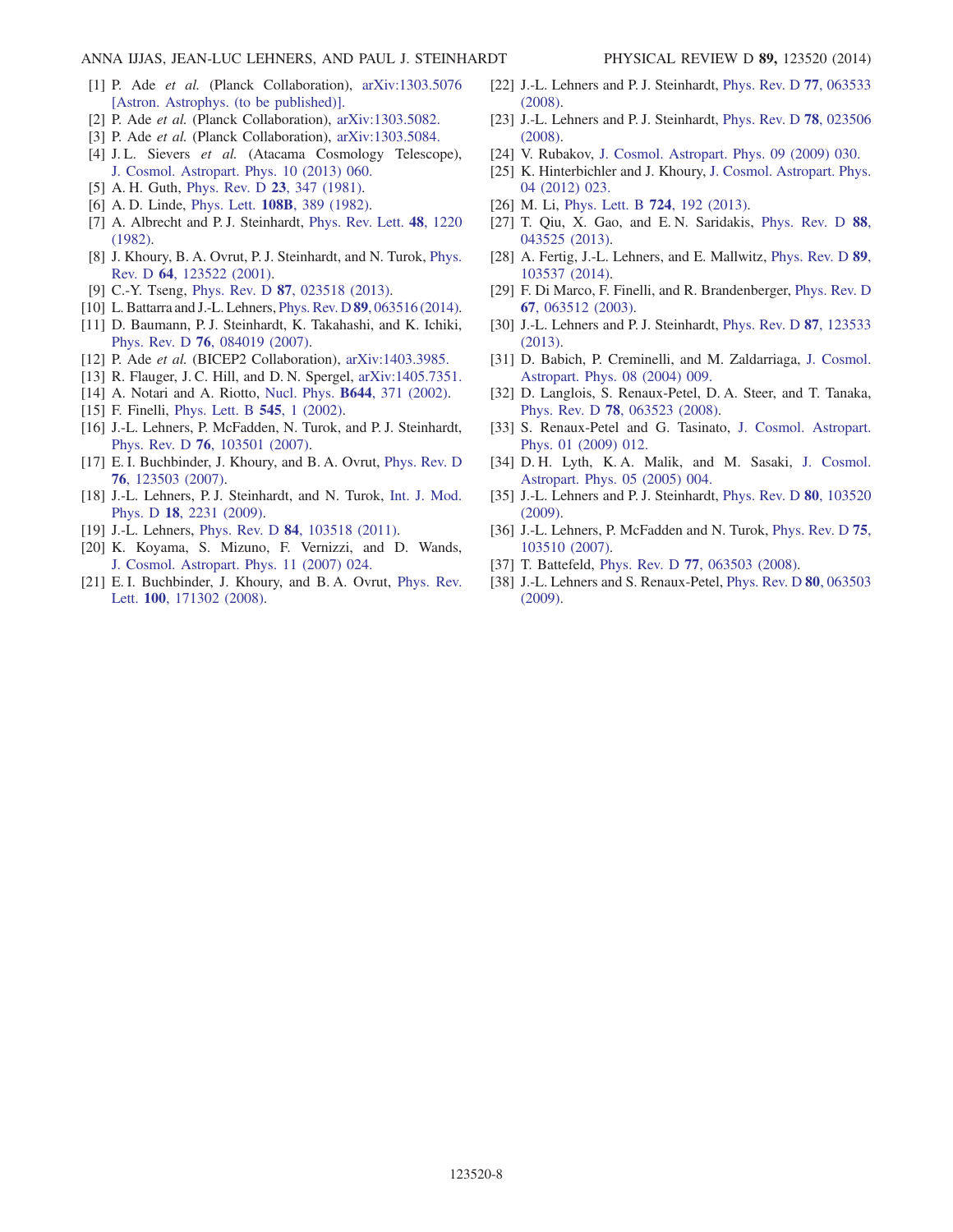[1] P. Ade *et al.* (Planck Collaboration), arXiv:1303.5076 [Astron. Astrophys. (to be published)].

[2] P. Ade *et al.* (Planck Collaboration), arXiv:1303.5082.

[3] P. Ade *et al.* (Planck Collaboration), arXiv:1303.5084.

[4] J. L. Sievers *et al.* (Atacama Cosmology Telescope), J. Cosmol. Astropart. Phys. 10 (2013) 060.

[5] A. H. Guth, Phys. Rev. D **23**, 347 (1981).

[6] A. D. Linde, Phys. Lett. **108B**, 389 (1982).

[7] A. Albrecht and P. J. Steinhardt, Phys. Rev. Lett. **48**, 1220 (1982).

[8] J. Khoury, B. A. Ovrut, P. J. Steinhardt, and N. Turok, Phys. Rev. D **64**, 123522 (2001).

[9] C.-Y. Tseng, Phys. Rev. D **87**, 023518 (2013).

[10] L. Battarra and J.-L. Lehners, Phys. Rev. D **89**, 063516 (2014).

[11] D. Baumann, P. J. Steinhardt, K. Takahashi, and K. Ichiki, Phys. Rev. D **76**, 084019 (2007).

[12] P. Ade *et al.* (BICEP2 Collaboration), arXiv:1403.3985.

[13] R. Flauger, J. C. Hill, and D. N. Spergel, arXiv:1405.7351.

[14] A. Notari and A. Riotto, Nucl. Phys. **B644**, 371 (2002).

[15] F. Finelli, Phys. Lett. B **545**, 1 (2002).

[16] J.-L. Lehners, P. McFadden, N. Turok, and P. J. Steinhardt, Phys. Rev. D **76**, 103501 (2007).

[17] E. I. Buchbinder, J. Khoury, and B. A. Ovrut, Phys. Rev. D **76**, 123503 (2007).

[18] J.-L. Lehners, P. J. Steinhardt, and N. Turok, Int. J. Mod. Phys. D **18**, 2231 (2009).

[19] J.-L. Lehners, Phys. Rev. D **84**, 103518 (2011).

[20] K. Koyama, S. Mizuno, F. Vernizzi, and D. Wands, J. Cosmol. Astropart. Phys. 11 (2007) 024.

[21] E. I. Buchbinder, J. Khoury, and B. A. Ovrut, Phys. Rev. Lett. **100**, 171302 (2008).

[22] J.-L. Lehners and P. J. Steinhardt, Phys. Rev. D **77**, 063533 (2008).

[23] J.-L. Lehners and P. J. Steinhardt, Phys. Rev. D **78**, 023506 (2008).

[24] V. Rubakov, J. Cosmol. Astropart. Phys. 09 (2009) 030.

[25] K. Hinterbichler and J. Khoury, J. Cosmol. Astropart. Phys. 04 (2012) 023.

[26] M. Li, Phys. Lett. B **724**, 192 (2013).

[27] T. Qiu, X. Gao, and E. N. Saridakis, Phys. Rev. D **88**, 043525 (2013).

[28] A. Fertig, J.-L. Lehners, and E. Mallwitz, Phys. Rev. D **89**, 103537 (2014).

[29] F. Di Marco, F. Finelli, and R. Brandenberger, Phys. Rev. D **67**, 063512 (2003).

[30] J.-L. Lehners and P. J. Steinhardt, Phys. Rev. D **87**, 123533 (2013).

[31] D. Babich, P. Creminelli, and M. Zaldarriaga, J. Cosmol. Astropart. Phys. 08 (2004) 009.

[32] D. Langlois, S. Renaux-Petel, D. A. Steer, and T. Tanaka, Phys. Rev. D **78**, 063523 (2008).

[33] S. Renaux-Petel and G. Tasinato, J. Cosmol. Astropart. Phys. 01 (2009) 012.

[34] D. H. Lyth, K. A. Malik, and M. Sasaki, J. Cosmol. Astropart. Phys. 05 (2005) 004.

[35] J.-L. Lehners and P. J. Steinhardt, Phys. Rev. D **80**, 103520 (2009).

[36] J.-L. Lehners, P. McFadden and N. Turok, Phys. Rev. D **75**, 103510 (2007).

[37] T. Battefeld, Phys. Rev. D **77**, 063503 (2008).

[38] J.-L. Lehners and S. Renaux-Petel, Phys. Rev. D **80**, 063503 (2009).